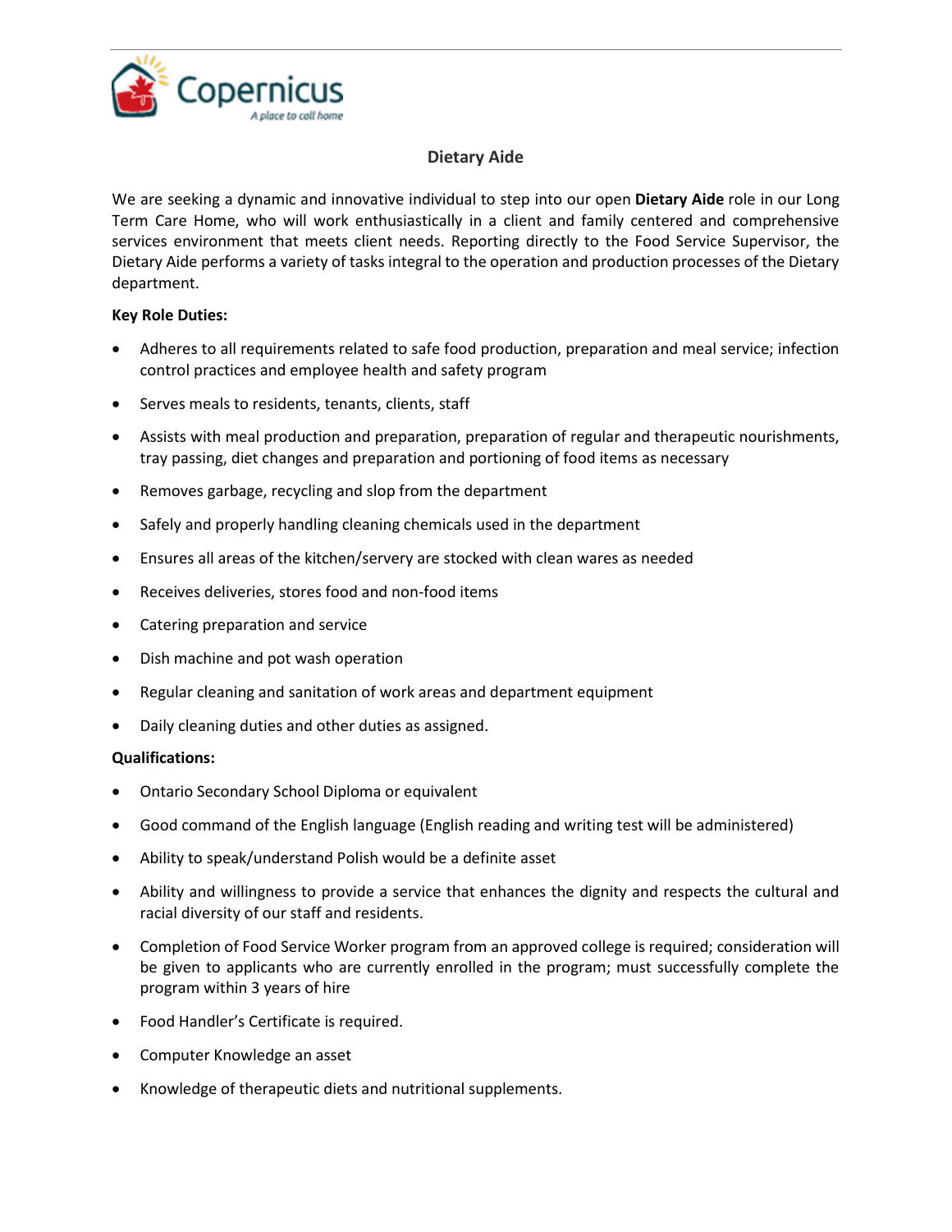# Dietary Aide

We are seeking a dynamic and innovative individual to step into our open **Dietary Aide** role in our Long Term Care Home, who will work enthusiastically in a client and family centered and comprehensive services environment that meets client needs. Reporting directly to the Food Service Supervisor, the Dietary Aide performs a variety of tasks integral to the operation and production processes of the Dietary department.

**Key Role Duties:**

- Adheres to all requirements related to safe food production, preparation and meal service; infection control practices and employee health and safety program
- Serves meals to residents, tenants, clients, staff
- Assists with meal production and preparation, preparation of regular and therapeutic nourishments, tray passing, diet changes and preparation and portioning of food items as necessary
- Removes garbage, recycling and slop from the department
- Safely and properly handling cleaning chemicals used in the department
- Ensures all areas of the kitchen/servery are stocked with clean wares as needed
- Receives deliveries, stores food and non-food items
- Catering preparation and service
- Dish machine and pot wash operation
- Regular cleaning and sanitation of work areas and department equipment
- Daily cleaning duties and other duties as assigned.

**Qualifications:**

- Ontario Secondary School Diploma or equivalent
- Good command of the English language (English reading and writing test will be administered)
- Ability to speak/understand Polish would be a definite asset
- Ability and willingness to provide a service that enhances the dignity and respects the cultural and racial diversity of our staff and residents.
- Completion of Food Service Worker program from an approved college is required; consideration will be given to applicants who are currently enrolled in the program; must successfully complete the program within 3 years of hire
- Food Handler's Certificate is required.
- Computer Knowledge an asset
- Knowledge of therapeutic diets and nutritional supplements.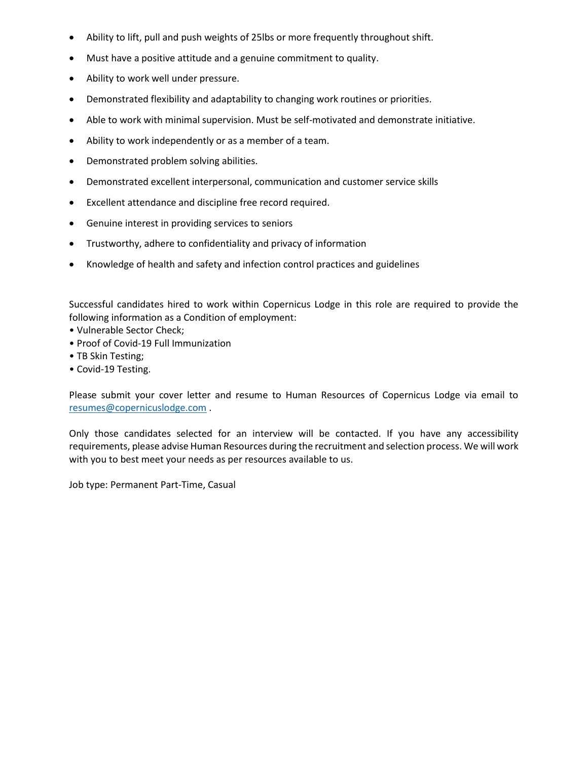- Ability to lift, pull and push weights of 25lbs or more frequently throughout shift.
- Must have a positive attitude and a genuine commitment to quality.
- Ability to work well under pressure.
- Demonstrated flexibility and adaptability to changing work routines or priorities.
- Able to work with minimal supervision. Must be self-motivated and demonstrate initiative.
- Ability to work independently or as a member of a team.
- Demonstrated problem solving abilities.
- Demonstrated excellent interpersonal, communication and customer service skills
- Excellent attendance and discipline free record required.
- Genuine interest in providing services to seniors
- Trustworthy, adhere to confidentiality and privacy of information
- Knowledge of health and safety and infection control practices and guidelines

Successful candidates hired to work within Copernicus Lodge in this role are required to provide the following information as a Condition of employment:

- Vulnerable Sector Check;
- Proof of Covid-19 Full Immunization
- TB Skin Testing;
- Covid-19 Testing.

Please submit your cover letter and resume to Human Resources of Copernicus Lodge via email to [resumes@copernicuslodge.com](mailto:resumes@copernicuslodge.com) .

Only those candidates selected for an interview will be contacted. If you have any accessibility requirements, please advise Human Resources during the recruitment and selection process. We will work with you to best meet your needs as per resources available to us.

Job type: Permanent Part-Time, Casual